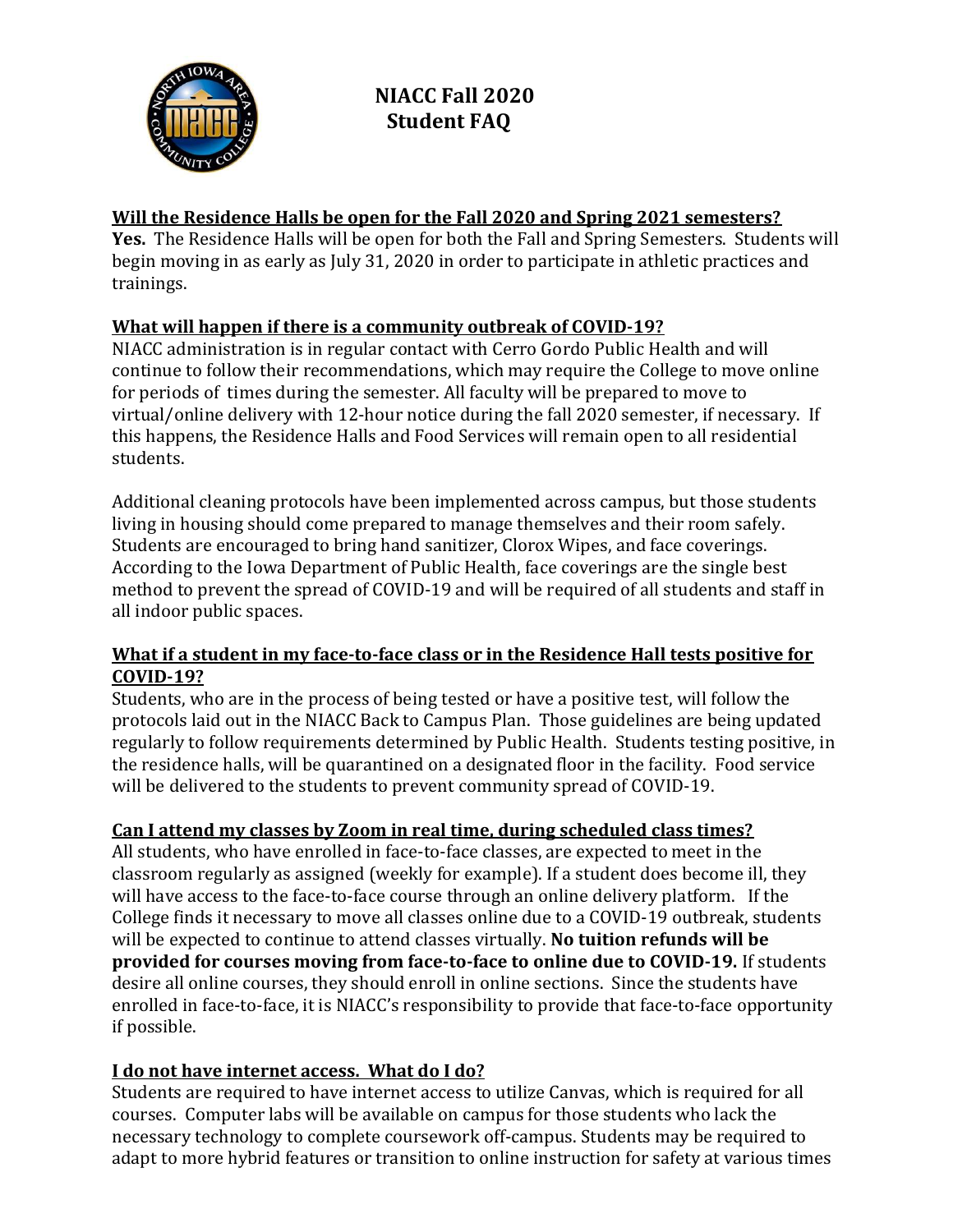# NIACC Fall 2020 Student FAQ

## Will the Residence Halls be open for the Fall 2020 and Spring 2021 semesters?

**Yes.** The Residence Halls will be open for both the Fall and Spring Semesters. Students will begin moving in as early as July 31, 2020 in order to participate in athletic practices and trainings.

## What will happen if there is a community outbreak of COVID-19?

NIACC administration is in regular contact with Cerro Gordo Public Health and will continue to follow their recommendations, which may require the College to move online for periods of times during the semester. All faculty will be prepared to move to virtual/online delivery with 12-hour notice during the fall 2020 semester, if necessary. If this happens, the Residence Halls and Food Services will remain open to all residential students.

Additional cleaning protocols have been implemented across campus, but those students living in housing should come prepared to manage themselves and their room safely. Students are encouraged to bring hand sanitizer, Clorox Wipes, and face coverings. According to the Iowa Department of Public Health, face coverings are the single best method to prevent the spread of COVID-19 and will be required of all students and staff in all indoor public spaces.

## What if a student in my face-to-face class or in the Residence Hall tests positive for COVID-19?

Students, who are in the process of being tested or have a positive test, will follow the protocols laid out in the NIACC Back to Campus Plan. Those guidelines are being updated regularly to follow requirements determined by Public Health. Students testing positive, in the residence halls, will be quarantined on a designated floor in the facility. Food service will be delivered to the students to prevent community spread of COVID-19.

## Can I attend my classes by Zoom in real time, during scheduled class times?

All students, who have enrolled in face-to-face classes, are expected to meet in the classroom regularly as assigned (weekly for example). If a student does become ill, they will have access to the face-to-face course through an online delivery platform. If the College finds it necessary to move all classes online due to a COVID-19 outbreak, students will be expected to continue to attend classes virtually. **No tuition refunds will be provided for courses moving from face-to-face to online due to COVID-19.** If students desire all online courses, they should enroll in online sections. Since the students have enrolled in face-to-face, it is NIACC's responsibility to provide that face-to-face opportunity if possible.

## I do not have internet access. What do I do?

Students are required to have internet access to utilize Canvas, which is required for all courses. Computer labs will be available on campus for those students who lack the necessary technology to complete coursework off-campus. Students may be required to adapt to more hybrid features or transition to online instruction for safety at various times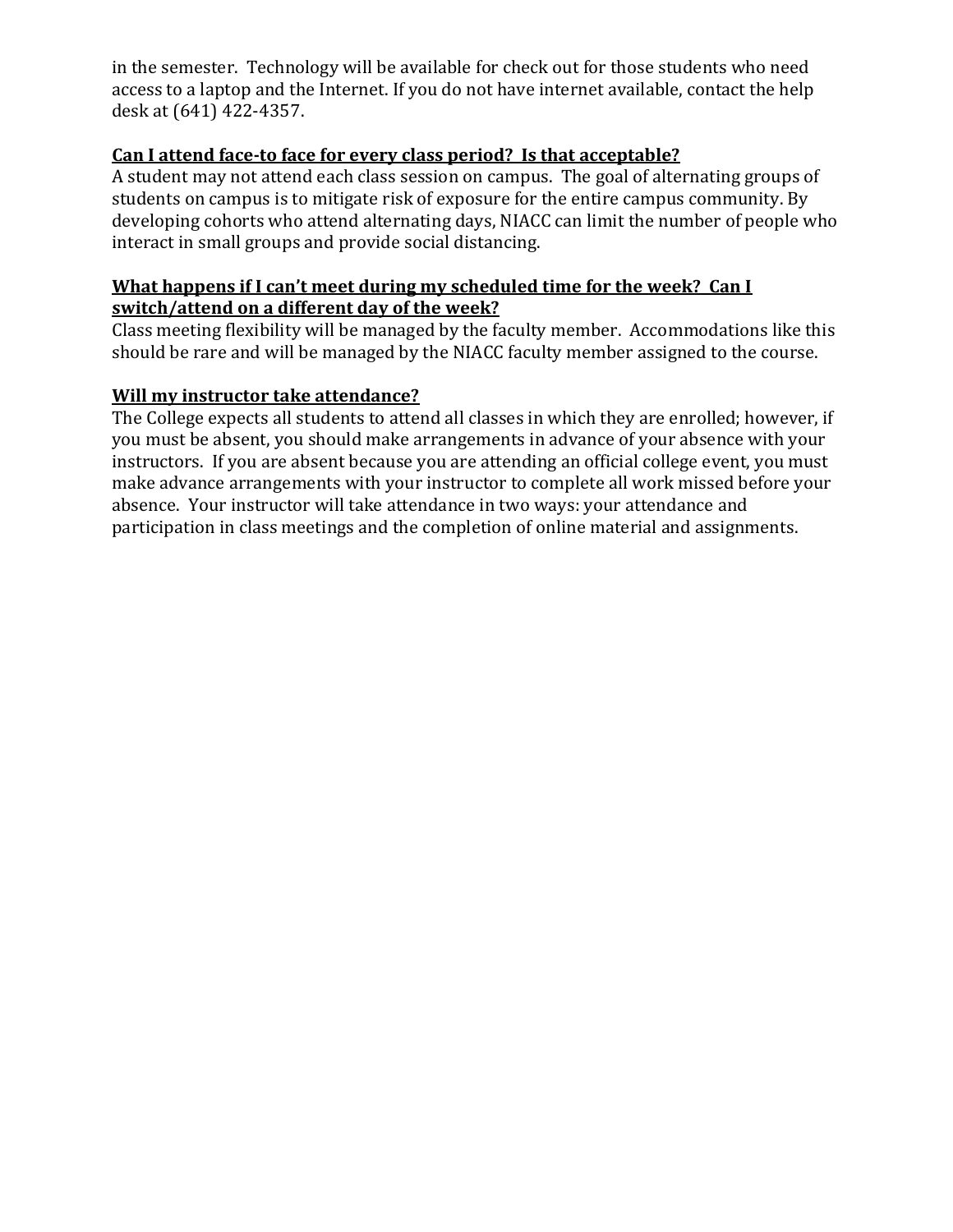in the semester. Technology will be available for check out for those students who need access to a laptop and the Internet. If you do not have internet available, contact the help desk at (641) 422-4357.

**Can I attend face-to face for every class period? Is that acceptable?**

A student may not attend each class session on campus. The goal of alternating groups of students on campus is to mitigate risk of exposure for the entire campus community. By developing cohorts who attend alternating days, NIACC can limit the number of people who interact in small groups and provide social distancing.

**What happens if I can't meet during my scheduled time for the week? Can I switch/attend on a different day of the week?**

Class meeting flexibility will be managed by the faculty member. Accommodations like this should be rare and will be managed by the NIACC faculty member assigned to the course.

**Will my instructor take attendance?**

The College expects all students to attend all classes in which they are enrolled; however, if you must be absent, you should make arrangements in advance of your absence with your instructors. If you are absent because you are attending an official college event, you must make advance arrangements with your instructor to complete all work missed before your absence. Your instructor will take attendance in two ways: your attendance and participation in class meetings and the completion of online material and assignments.